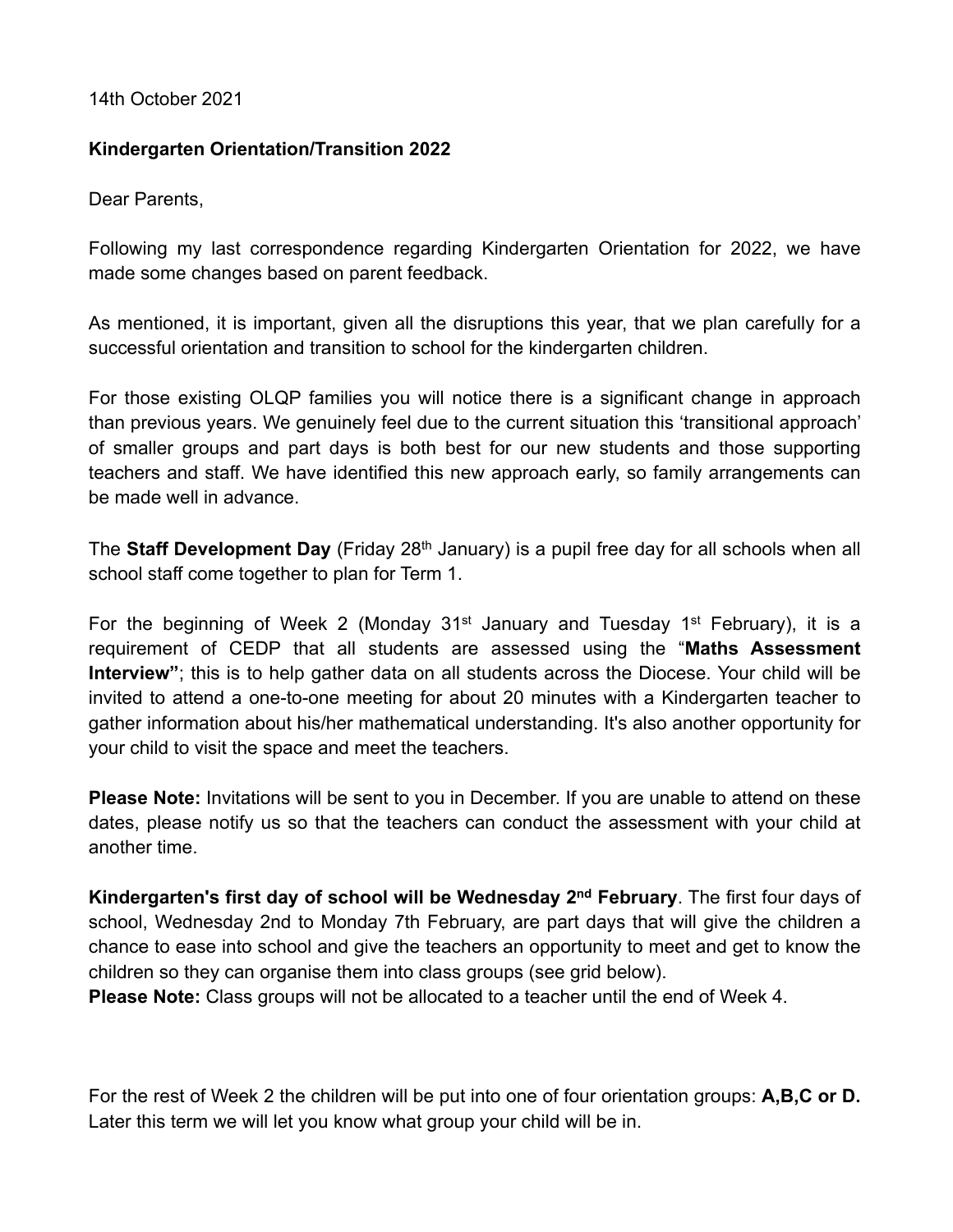14th October 2021

**Kindergarten Orientation/Transition 2022**

Dear Parents,

Following my last correspondence regarding Kindergarten Orientation for 2022, we have made some changes based on parent feedback.

As mentioned, it is important, given all the disruptions this year, that we plan carefully for a successful orientation and transition to school for the kindergarten children.

For those existing OLQP families you will notice there is a significant change in approach than previous years. We genuinely feel due to the current situation this 'transitional approach' of smaller groups and part days is both best for our new students and those supporting teachers and staff. We have identified this new approach early, so family arrangements can be made well in advance.

The **Staff Development Day** (Friday 28th January) is a pupil free day for all schools when all school staff come together to plan for Term 1.

For the beginning of Week 2 (Monday 31st January and Tuesday 1st February), it is a requirement of CEDP that all students are assessed using the "**Maths Assessment Interview"**; this is to help gather data on all students across the Diocese. Your child will be invited to attend a one-to-one meeting for about 20 minutes with a Kindergarten teacher to gather information about his/her mathematical understanding. It's also another opportunity for your child to visit the space and meet the teachers.

**Please Note:** Invitations will be sent to you in December. If you are unable to attend on these dates, please notify us so that the teachers can conduct the assessment with your child at another time.

**Kindergarten's first day of school will be Wednesday 2nd February**. The first four days of school, Wednesday 2nd to Monday 7th February, are part days that will give the children a chance to ease into school and give the teachers an opportunity to meet and get to know the children so they can organise them into class groups (see grid below).

**Please Note:** Class groups will not be allocated to a teacher until the end of Week 4.

For the rest of Week 2 the children will be put into one of four orientation groups: **A,B,C or D.** Later this term we will let you know what group your child will be in.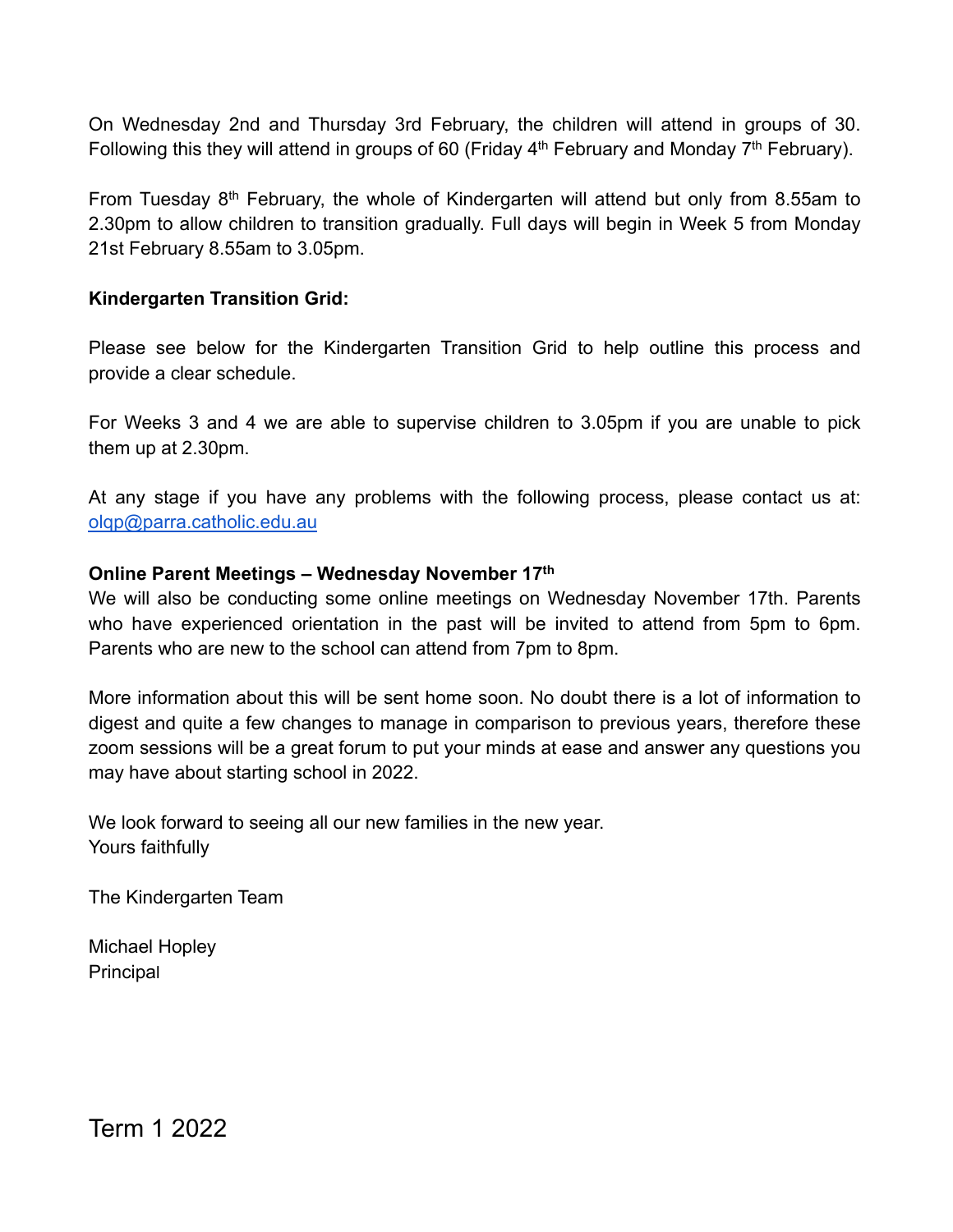On Wednesday 2nd and Thursday 3rd February, the children will attend in groups of 30. Following this they will attend in groups of 60 (Friday 4th February and Monday 7th February).

From Tuesday 8th February, the whole of Kindergarten will attend but only from 8.55am to 2.30pm to allow children to transition gradually. Full days will begin in Week 5 from Monday 21st February 8.55am to 3.05pm.

**Kindergarten Transition Grid:**

Please see below for the Kindergarten Transition Grid to help outline this process and provide a clear schedule.

For Weeks 3 and 4 we are able to supervise children to 3.05pm if you are unable to pick them up at 2.30pm.

At any stage if you have any problems with the following process, please contact us at: [olqp@parra.catholic.edu.au](mailto:olqp@parra.catholic.edu.au)

**Online Parent Meetings – Wednesday November 17th**

We will also be conducting some online meetings on Wednesday November 17th. Parents who have experienced orientation in the past will be invited to attend from 5pm to 6pm. Parents who are new to the school can attend from 7pm to 8pm.

More information about this will be sent home soon. No doubt there is a lot of information to digest and quite a few changes to manage in comparison to previous years, therefore these zoom sessions will be a great forum to put your minds at ease and answer any questions you may have about starting school in 2022.

We look forward to seeing all our new families in the new year.
Yours faithfully

The Kindergarten Team

Michael Hopley
Principal

# Term 1 2022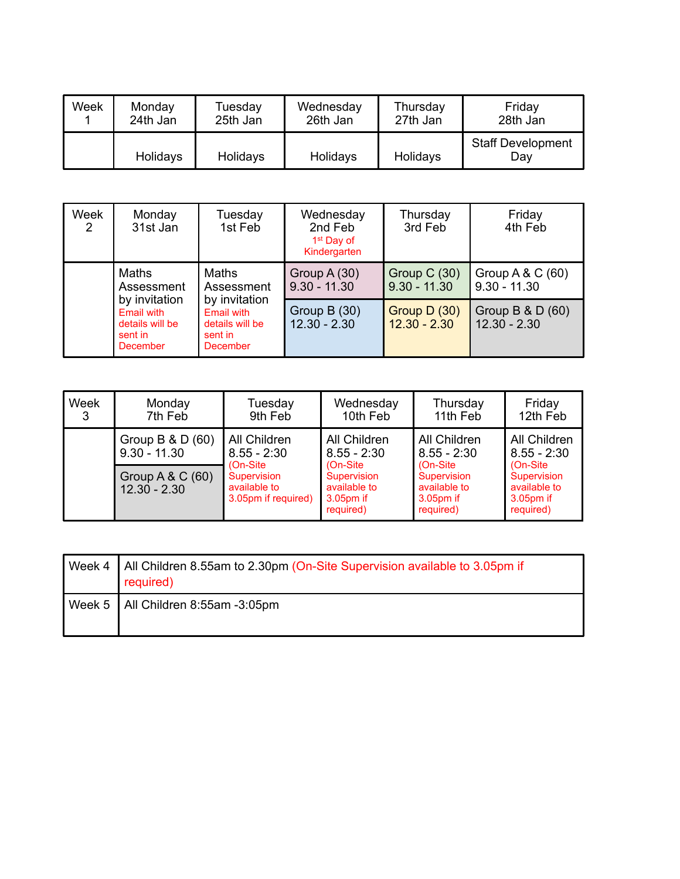| Week 1 | Monday 24th Jan | Tuesday 25th Jan | Wednesday 26th Jan | Thursday 27th Jan | Friday 28th Jan |
|---|---|---|---|---|---|
| | Holidays | Holidays | Holidays | Holidays | Staff Development Day |

| Week 2 | Monday 31st Jan | Tuesday 1st Feb | Wednesday 2nd Feb 1st Day of Kindergarten | Thursday 3rd Feb | Friday 4th Feb |
|---|---|---|---|---|---|
| | Maths Assessment by invitation Email with details will be sent in December | Maths Assessment by invitation Email with details will be sent in December | Group A (30) 9.30 - 11.30 | Group C (30) 9.30 - 11.30 | Group A & C (60) 9.30 - 11.30 |
| | | | Group B (30) 12.30 - 2.30 | Group D (30) 12.30 - 2.30 | Group B & D (60) 12.30 - 2.30 |

| Week 3 | Monday 7th Feb | Tuesday 9th Feb | Wednesday 10th Feb | Thursday 11th Feb | Friday 12th Feb |
|---|---|---|---|---|---|
| | Group B & D (60) 9.30 - 11.30 | All Children 8.55 - 2:30 (On-Site Supervision available to 3.05pm if required) | All Children 8.55 - 2:30 (On-Site Supervision available to 3.05pm if required) | All Children 8.55 - 2:30 (On-Site Supervision available to 3.05pm if required) | All Children 8.55 - 2:30 (On-Site Supervision available to 3.05pm if required) |
| | Group A & C (60) 12.30 - 2.30 | | | | |

| | |
|---|---|
| Week 4 | All Children 8.55am to 2.30pm (On-Site Supervision available to 3.05pm if required) |
| Week 5 | All Children 8:55am -3:05pm |